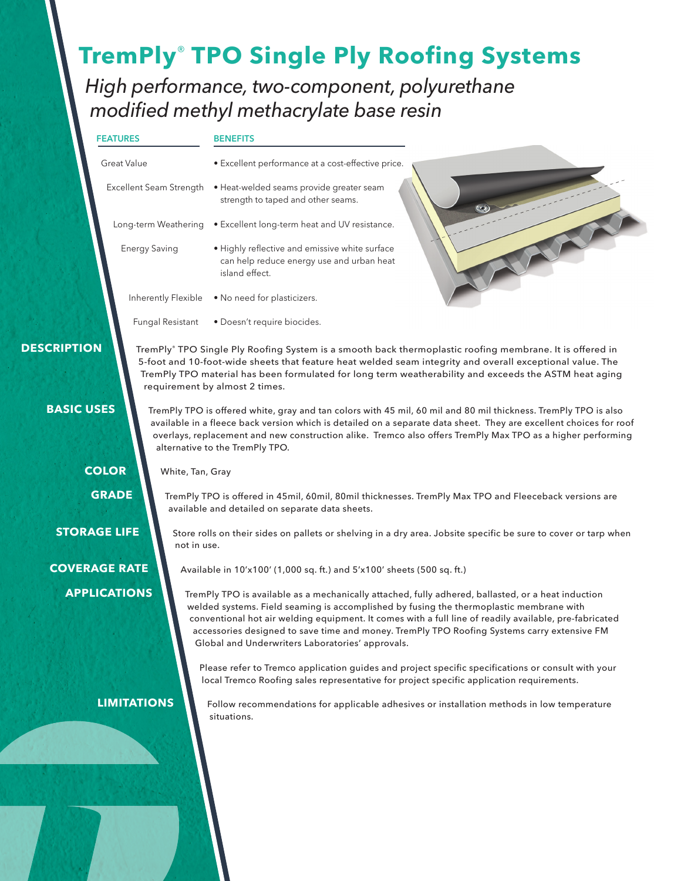# TremPly® TPO Single Ply Roofing Systems

*High performance, two-component, polyurethane modified methyl methacrylate base resin*

| FEATURES | BENEFITS |
|---|---|
| Great Value | • Excellent performance at a cost-effective price. |
| Excellent Seam Strength | • Heat-welded seams provide greater seam strength to taped and other seams. |
| Long-term Weathering | • Excellent long-term heat and UV resistance. |
| Energy Saving | • Highly reflective and emissive white surface can help reduce energy use and urban heat island effect. |
| Inherently Flexible | • No need for plasticizers. |
| Fungal Resistant | • Doesn't require biocides. |

## DESCRIPTION

TremPly® TPO Single Ply Roofing System is a smooth back thermoplastic roofing membrane. It is offered in 5-foot and 10-foot-wide sheets that feature heat welded seam integrity and overall exceptional value. The TremPly TPO material has been formulated for long term weatherability and exceeds the ASTM heat aging requirement by almost 2 times.

## BASIC USES

TremPly TPO is offered white, gray and tan colors with 45 mil, 60 mil and 80 mil thickness. TremPly TPO is also available in a fleece back version which is detailed on a separate data sheet. They are excellent choices for roof overlays, replacement and new construction alike. Tremco also offers TremPly Max TPO as a higher performing alternative to the TremPly TPO.

## COLOR

White, Tan, Gray

## GRADE

TremPly TPO is offered in 45mil, 60mil, 80mil thicknesses. TremPly Max TPO and Fleeceback versions are available and detailed on separate data sheets.

## STORAGE LIFE

Store rolls on their sides on pallets or shelving in a dry area. Jobsite specific be sure to cover or tarp when not in use.

## COVERAGE RATE

Available in 10'x100' (1,000 sq. ft.) and 5'x100' sheets (500 sq. ft.)

## APPLICATIONS

TremPly TPO is available as a mechanically attached, fully adhered, ballasted, or a heat induction welded systems. Field seaming is accomplished by fusing the thermoplastic membrane with conventional hot air welding equipment. It comes with a full line of readily available, pre-fabricated accessories designed to save time and money. TremPly TPO Roofing Systems carry extensive FM Global and Underwriters Laboratories' approvals.

Please refer to Tremco application guides and project specific specifications or consult with your local Tremco Roofing sales representative for project specific application requirements.

## LIMITATIONS

Follow recommendations for applicable adhesives or installation methods in low temperature situations.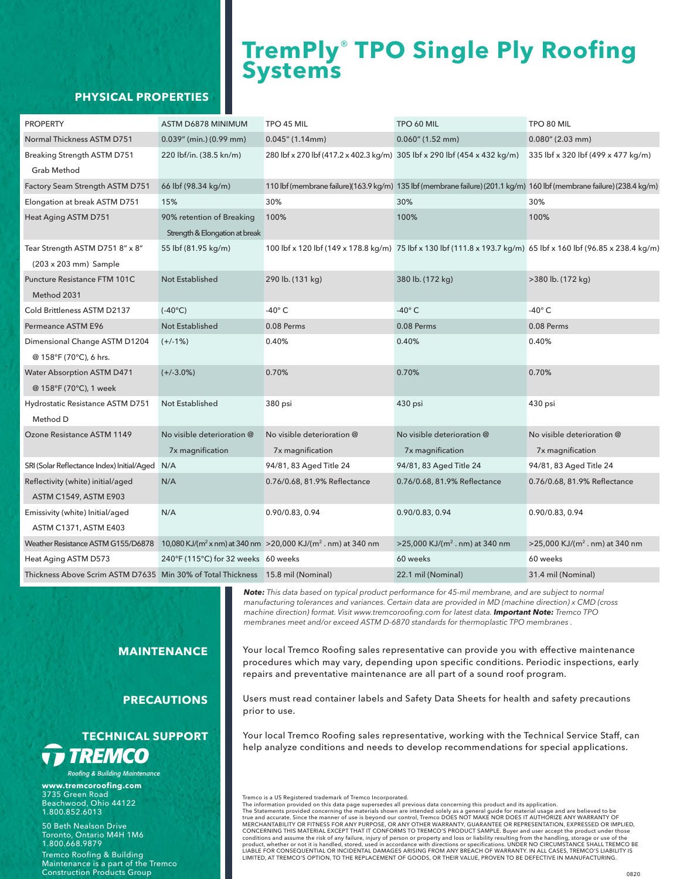# TremPly® TPO Single Ply Roofing Systems

## PHYSICAL PROPERTIES

| PROPERTY | ASTM D6878 MINIMUM | TPO 45 MIL | TPO 60 MIL | TPO 80 MIL |
|---|---|---|---|---|
| Normal Thickness ASTM D751 | 0.039" (min.) (0.99 mm) | 0.045" (1.14mm) | 0.060" (1.52 mm) | 0.080" (2.03 mm) |
| Breaking Strength ASTM D751 Grab Method | 220 lbf/in. (38.5 kn/m) | 280 lbf x 270 lbf (417.2 x 402.3 kg/m) | 305 lbf x 290 lbf (454 x 432 kg/m) | 335 lbf x 320 lbf (499 x 477 kg/m) |
| Factory Seam Strength ASTM D751 | 66 lbf (98.34 kg/m) | 110 lbf (membrane failure)(163.9 kg/m) | 135 lbf (membrane failure) (201.1 kg/m) | 160 lbf (membrane failure) (238.4 kg/m) |
| Elongation at break ASTM D751 | 15% | 30% | 30% | 30% |
| Heat Aging ASTM D751 | 90% retention of Breaking Strength & Elongation at break | 100% | 100% | 100% |
| Tear Strength ASTM D751 8" x 8" (203 x 203 mm) Sample | 55 lbf (81.95 kg/m) | 100 lbf x 120 lbf (149 x 178.8 kg/m) | 75 lbf x 130 lbf (111.8 x 193.7 kg/m) | 65 lbf x 160 lbf (96.85 x 238.4 kg/m) |
| Puncture Resistance FTM 101C Method 2031 | Not Established | 290 lb. (131 kg) | 380 lb. (172 kg) | >380 lb. (172 kg) |
| Cold Brittleness ASTM D2137 | (-40°C) | -40° C | -40° C | -40° C |
| Permeance ASTM E96 | Not Established | 0.08 Perms | 0.08 Perms | 0.08 Perms |
| Dimensional Change ASTM D1204 @ 158°F (70°C), 6 hrs. | (+/-1%) | 0.40% | 0.40% | 0.40% |
| Water Absorption ASTM D471 @ 158°F (70°C), 1 week | (+/-3.0%) | 0.70% | 0.70% | 0.70% |
| Hydrostatic Resistance ASTM D751 Method D | Not Established | 380 psi | 430 psi | 430 psi |
| Ozone Resistance ASTM 1149 | No visible deterioration @ 7x magnification | No visible deterioration @ 7x magnification | No visible deterioration @ 7x magnification | No visible deterioration @ 7x magnification |
| SRI (Solar Reflectance Index) Initial/Aged | N/A | 94/81, 83 Aged Title 24 | 94/81, 83 Aged Title 24 | 94/81, 83 Aged Title 24 |
| Reflectivity (white) initial/aged ASTM C1549, ASTM E903 | N/A | 0.76/0.68, 81.9% Reflectance | 0.76/0.68, 81.9% Reflectance | 0.76/0.68, 81.9% Reflectance |
| Emissivity (white) Initial/aged ASTM C1371, ASTM E403 | N/A | 0.90/0.83, 0.94 | 0.90/0.83, 0.94 | 0.90/0.83, 0.94 |
| Weather Resistance ASTM G155/D6878 | 10,080 KJ/($m^2$ x nm) at 340 nm | >20,000 KJ/($m^2$ . nm) at 340 nm | >25,000 KJ/($m^2$ . nm) at 340 nm | >25,000 KJ/($m^2$ . nm) at 340 nm |
| Heat Aging ASTM D573 | 240°F (115°C) for 32 weeks | 60 weeks | 60 weeks | 60 weeks |
| Thickness Above Scrim ASTM D7635 | Min 30% of Total Thickness | 15.8 mil (Nominal) | 22.1 mil (Nominal) | 31.4 mil (Nominal) |

***Note:*** *This data based on typical product performance for 45-mil membrane, and are subject to normal manufacturing tolerances and variances. Certain data are provided in MD (machine direction) x CMD (cross machine direction) format. Visit www.tremcoroofing.com for latest data.* ***Important Note:*** *Tremco TPO membranes meet and/or exceed ASTM D-6870 standards for thermoplastic TPO membranes .*

## MAINTENANCE

Your local Tremco Roofing sales representative can provide you with effective maintenance procedures which may vary, depending upon specific conditions. Periodic inspections, early repairs and preventative maintenance are all part of a sound roof program.

## PRECAUTIONS

Users must read container labels and Safety Data Sheets for health and safety precautions prior to use.

## TECHNICAL SUPPORT

Your local Tremco Roofing sales representative, working with the Technical Service Staff, can help analyze conditions and needs to develop recommendations for special applications.

TREMCO
Roofing & Building Maintenance

www.tremcoroofing.com
3735 Green Road
Beachwood, Ohio 44122
1.800.852.6013

50 Beth Nealson Drive
Toronto, Ontario M4H 1M6
1.800.668.9879

Tremco Roofing & Building Maintenance is a part of the Tremco Construction Products Group

Tremco is a US Registered trademark of Tremco Incorporated.
The information provided on this data page supersedes all previous data concerning this product and its application.
The Statements provided concerning the materials shown are intended solely as a general guide for material usage and are believed to be true and accurate. Since the manner of use is beyond our control, Tremco DOES NOT MAKE NOR DOES IT AUTHORIZE ANY WARRANTY OF MERCHANTABILITY OR FITNESS FOR ANY PURPOSE, OR ANY OTHER WARRANTY, GUARANTEE OR REPRESENTATION, EXPRESSED OR IMPLIED, CONCERNING THIS MATERIAL EXCEPT THAT IT CONFORMS TO TREMCO'S PRODUCT SAMPLE. Buyer and user accept the product under those conditions and assume the risk of any failure, injury of person or property and loss or liability resulting from the handling, storage or use of the product, whether or not it is handled, stored, used in accordance with directions or specifications. UNDER NO CIRCUMSTANCE SHALL TREMCO BE LIABLE FOR CONSEQUENTIAL OR INCIDENTAL DAMAGES ARISING FROM ANY BREACH OF WARRANTY. IN ALL CASES, TREMCO'S LIABILITY IS LIMITED, AT TREMCO'S OPTION, TO THE REPLACEMENT OF GOODS, OR THEIR VALUE, PROVEN TO BE DEFECTIVE IN MANUFACTURING.

0820